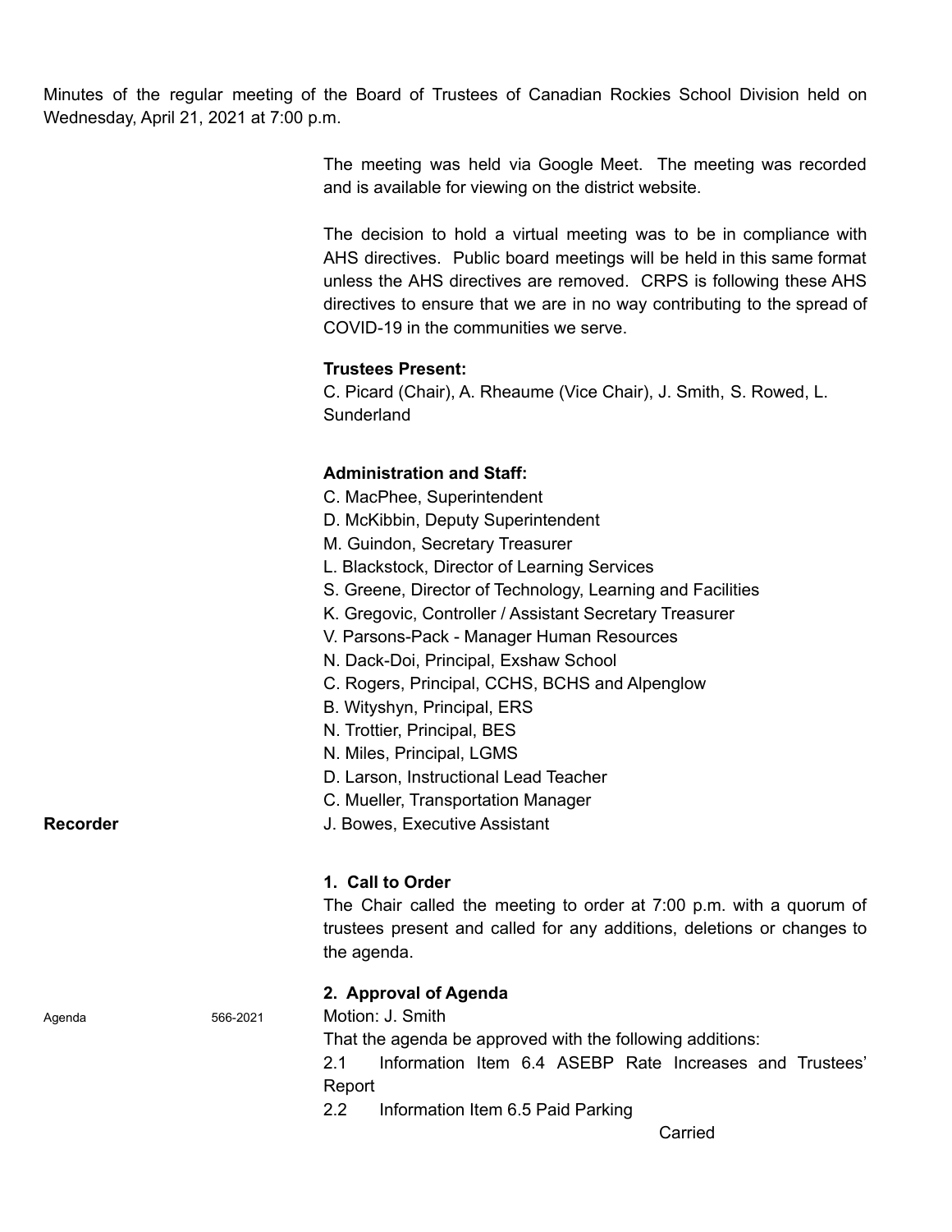Minutes of the regular meeting of the Board of Trustees of Canadian Rockies School Division held on Wednesday, April 21, 2021 at 7:00 p.m.

The meeting was held via Google Meet. The meeting was recorded and is available for viewing on the district website.

The decision to hold a virtual meeting was to be in compliance with AHS directives. Public board meetings will be held in this same format unless the AHS directives are removed. CRPS is following these AHS directives to ensure that we are in no way contributing to the spread of COVID-19 in the communities we serve.

**Trustees Present:**
C. Picard (Chair), A. Rheaume (Vice Chair), J. Smith, S. Rowed, L. Sunderland

**Administration and Staff:**
C. MacPhee, Superintendent
D. McKibbin, Deputy Superintendent
M. Guindon, Secretary Treasurer
L. Blackstock, Director of Learning Services
S. Greene, Director of Technology, Learning and Facilities
K. Gregovic, Controller / Assistant Secretary Treasurer
V. Parsons-Pack - Manager Human Resources
N. Dack-Doi, Principal, Exshaw School
C. Rogers, Principal, CCHS, BCHS and Alpenglow
B. Wityshyn, Principal, ERS
N. Trottier, Principal, BES
N. Miles, Principal, LGMS
D. Larson, Instructional Lead Teacher
C. Mueller, Transportation Manager

**Recorder** J. Bowes, Executive Assistant

**1. Call to Order**
The Chair called the meeting to order at 7:00 p.m. with a quorum of trustees present and called for any additions, deletions or changes to the agenda.

**2. Approval of Agenda**

Agenda 566-2021

Motion: J. Smith
That the agenda be approved with the following additions:
2.1 Information Item 6.4 ASEBP Rate Increases and Trustees' Report
2.2 Information Item 6.5 Paid Parking

Carried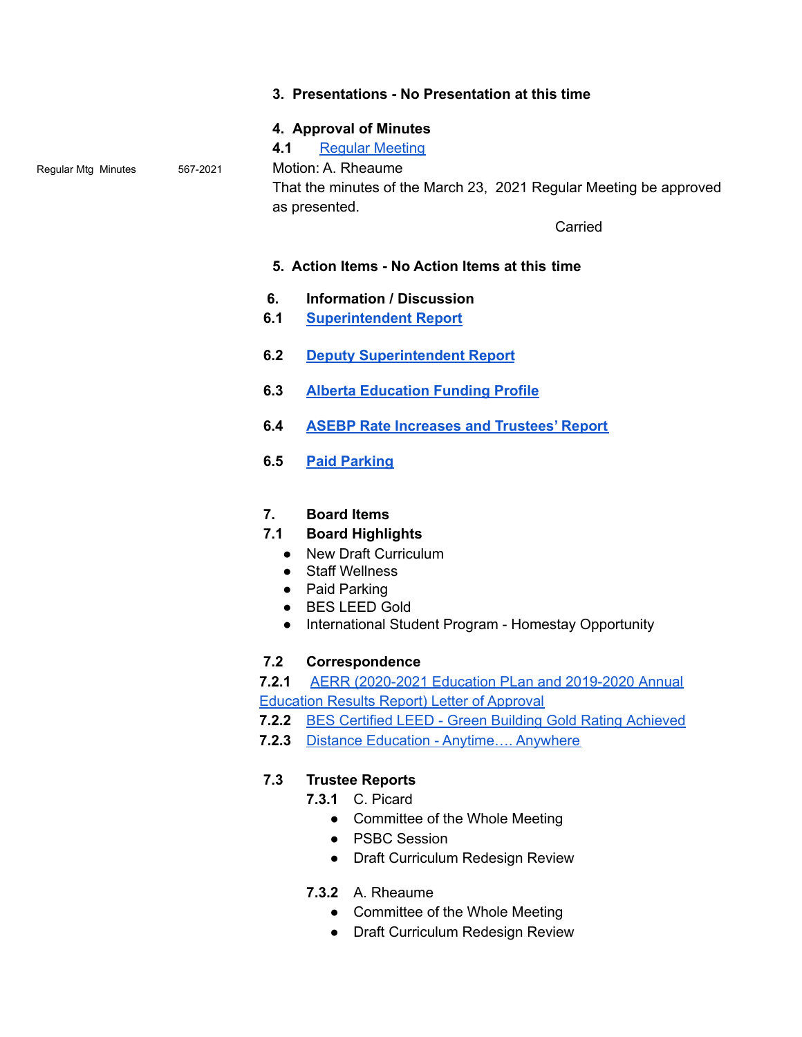### 3. Presentations - No Presentation at this time

### 4. Approval of Minutes

**4.1** Regular Meeting

Regular Mtg Minutes 567-2021

Motion: A. Rheaume
That the minutes of the March 23, 2021 Regular Meeting be approved as presented.

Carried

### 5. Action Items - No Action Items at this time

### 6. Information / Discussion

**6.1** **Superintendent Report**

**6.2** **Deputy Superintendent Report**

**6.3** **Alberta Education Funding Profile**

**6.4** **ASEBP Rate Increases and Trustees' Report**

**6.5** **Paid Parking**

### 7. Board Items

**7.1 Board Highlights**

- New Draft Curriculum
- Staff Wellness
- Paid Parking
- BES LEED Gold
- International Student Program - Homestay Opportunity

**7.2 Correspondence**

**7.2.1** AERR (2020-2021 Education PLan and 2019-2020 Annual Education Results Report) Letter of Approval

**7.2.2** BES Certified LEED - Green Building Gold Rating Achieved

**7.2.3** Distance Education - Anytime…. Anywhere

**7.3 Trustee Reports**

**7.3.1** C. Picard

- Committee of the Whole Meeting
- PSBC Session
- Draft Curriculum Redesign Review

**7.3.2** A. Rheaume

- Committee of the Whole Meeting
- Draft Curriculum Redesign Review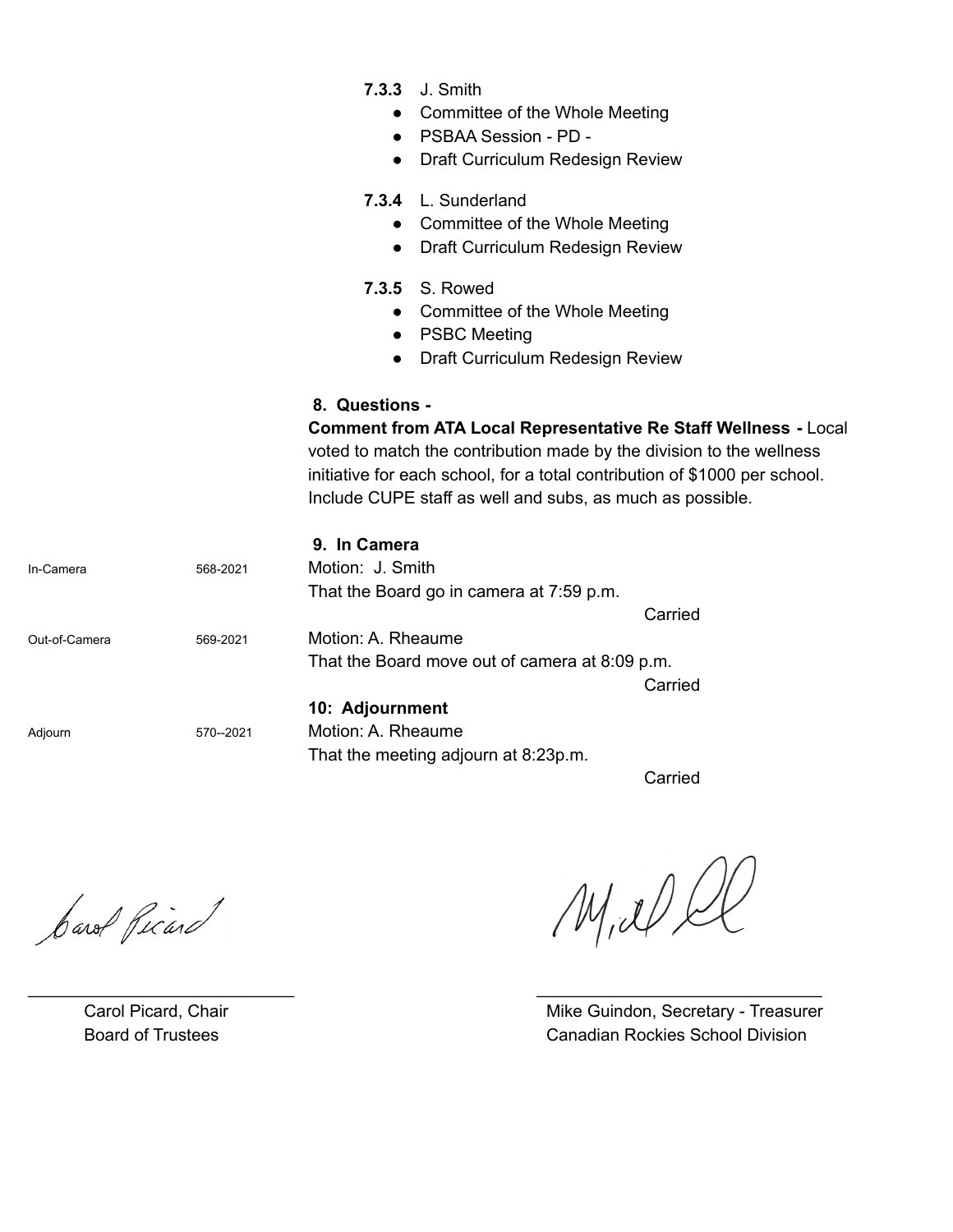**7.3.3** J. Smith

- Committee of the Whole Meeting
- PSBAA Session - PD -
- Draft Curriculum Redesign Review

**7.3.4** L. Sunderland

- Committee of the Whole Meeting
- Draft Curriculum Redesign Review

**7.3.5** S. Rowed

- Committee of the Whole Meeting
- PSBC Meeting
- Draft Curriculum Redesign Review

**8. Questions -**

**Comment from ATA Local Representative Re Staff Wellness -** Local voted to match the contribution made by the division to the wellness initiative for each school, for a total contribution of $1000 per school. Include CUPE staff as well and subs, as much as possible.

**9. In Camera**

In-Camera 568-2021

Motion: J. Smith
That the Board go in camera at 7:59 p.m.

Carried

Out-of-Camera 569-2021

Motion: A. Rheaume
That the Board move out of camera at 8:09 p.m.

Carried

**10: Adjournment**

Adjourn 570--2021

Motion: A. Rheaume
That the meeting adjourn at 8:23p.m.

Carried

Carol Picard, Chair
Board of Trustees

Mike Guindon, Secretary - Treasurer
Canadian Rockies School Division